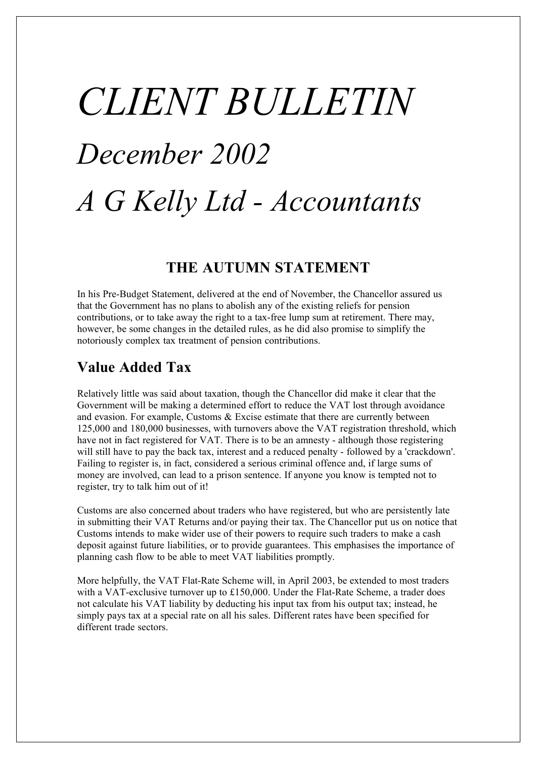# *CLIENT BULLETIN*

# *December 2002*

# *A G Kelly Ltd - Accountants*

## THE AUTUMN STATEMENT

In his Pre-Budget Statement, delivered at the end of November, the Chancellor assured us that the Government has no plans to abolish any of the existing reliefs for pension contributions, or to take away the right to a tax-free lump sum at retirement. There may, however, be some changes in the detailed rules, as he did also promise to simplify the notoriously complex tax treatment of pension contributions.

### Value Added Tax

Relatively little was said about taxation, though the Chancellor did make it clear that the Government will be making a determined effort to reduce the VAT lost through avoidance and evasion. For example, Customs & Excise estimate that there are currently between 125,000 and 180,000 businesses, with turnovers above the VAT registration threshold, which have not in fact registered for VAT. There is to be an amnesty - although those registering will still have to pay the back tax, interest and a reduced penalty - followed by a 'crackdown'. Failing to register is, in fact, considered a serious criminal offence and, if large sums of money are involved, can lead to a prison sentence. If anyone you know is tempted not to register, try to talk him out of it!

Customs are also concerned about traders who have registered, but who are persistently late in submitting their VAT Returns and/or paying their tax. The Chancellor put us on notice that Customs intends to make wider use of their powers to require such traders to make a cash deposit against future liabilities, or to provide guarantees. This emphasises the importance of planning cash flow to be able to meet VAT liabilities promptly.

More helpfully, the VAT Flat-Rate Scheme will, in April 2003, be extended to most traders with a VAT-exclusive turnover up to £150,000. Under the Flat-Rate Scheme, a trader does not calculate his VAT liability by deducting his input tax from his output tax; instead, he simply pays tax at a special rate on all his sales. Different rates have been specified for different trade sectors.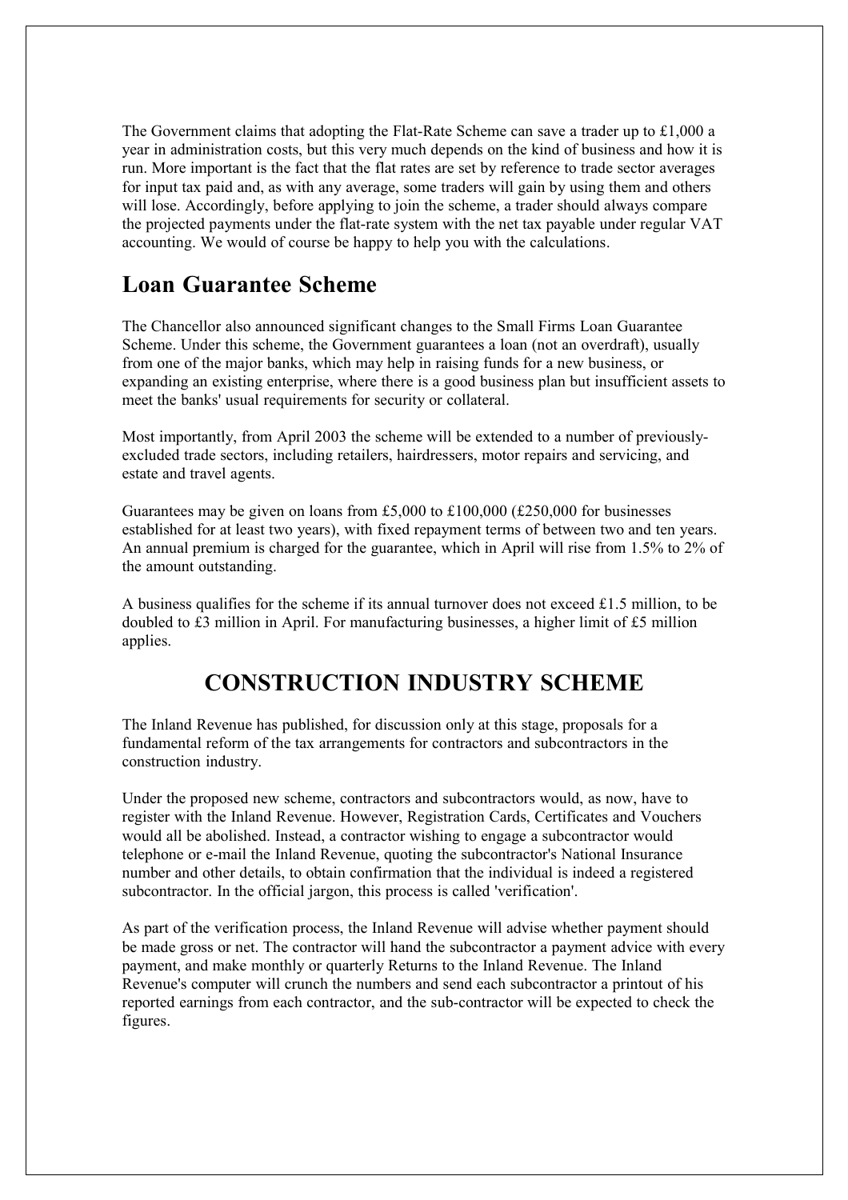The Government claims that adopting the Flat-Rate Scheme can save a trader up to £1,000 a year in administration costs, but this very much depends on the kind of business and how it is run. More important is the fact that the flat rates are set by reference to trade sector averages for input tax paid and, as with any average, some traders will gain by using them and others will lose. Accordingly, before applying to join the scheme, a trader should always compare the projected payments under the flat-rate system with the net tax payable under regular VAT accounting. We would of course be happy to help you with the calculations.

## Loan Guarantee Scheme

The Chancellor also announced significant changes to the Small Firms Loan Guarantee Scheme. Under this scheme, the Government guarantees a loan (not an overdraft), usually from one of the major banks, which may help in raising funds for a new business, or expanding an existing enterprise, where there is a good business plan but insufficient assets to meet the banks' usual requirements for security or collateral.

Most importantly, from April 2003 the scheme will be extended to a number of previously-excluded trade sectors, including retailers, hairdressers, motor repairs and servicing, and estate and travel agents.

Guarantees may be given on loans from £5,000 to £100,000 (£250,000 for businesses established for at least two years), with fixed repayment terms of between two and ten years. An annual premium is charged for the guarantee, which in April will rise from 1.5% to 2% of the amount outstanding.

A business qualifies for the scheme if its annual turnover does not exceed £1.5 million, to be doubled to £3 million in April. For manufacturing businesses, a higher limit of £5 million applies.

# CONSTRUCTION INDUSTRY SCHEME

The Inland Revenue has published, for discussion only at this stage, proposals for a fundamental reform of the tax arrangements for contractors and subcontractors in the construction industry.

Under the proposed new scheme, contractors and subcontractors would, as now, have to register with the Inland Revenue. However, Registration Cards, Certificates and Vouchers would all be abolished. Instead, a contractor wishing to engage a subcontractor would telephone or e-mail the Inland Revenue, quoting the subcontractor's National Insurance number and other details, to obtain confirmation that the individual is indeed a registered subcontractor. In the official jargon, this process is called 'verification'.

As part of the verification process, the Inland Revenue will advise whether payment should be made gross or net. The contractor will hand the subcontractor a payment advice with every payment, and make monthly or quarterly Returns to the Inland Revenue. The Inland Revenue's computer will crunch the numbers and send each subcontractor a printout of his reported earnings from each contractor, and the sub-contractor will be expected to check the figures.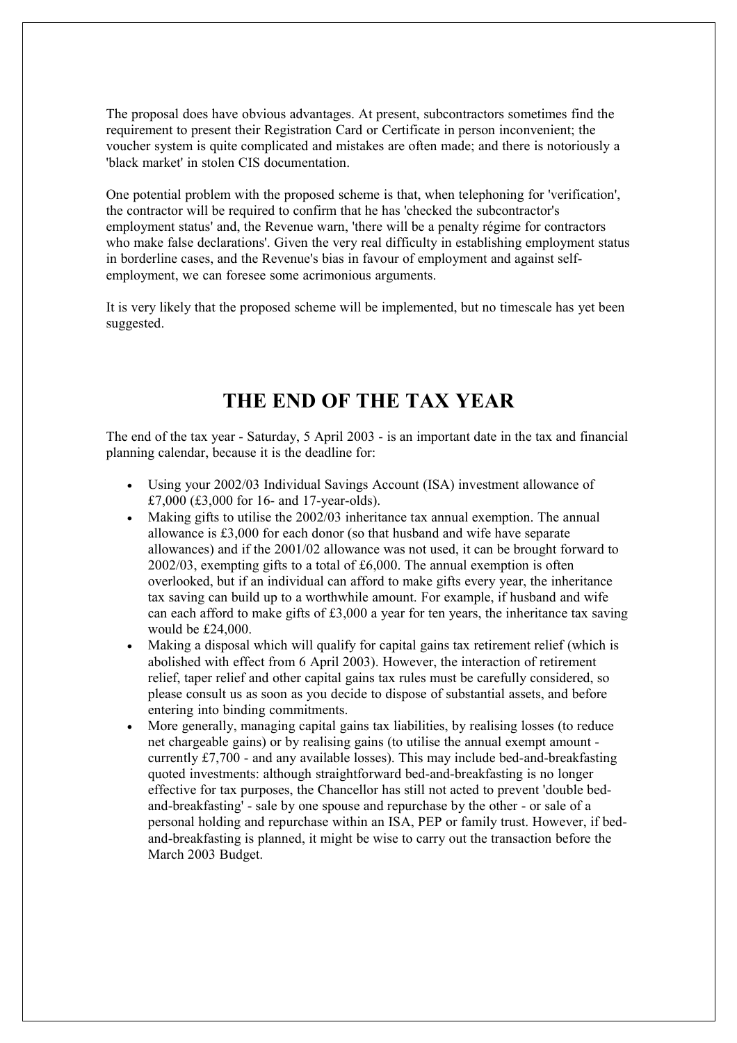The proposal does have obvious advantages. At present, subcontractors sometimes find the requirement to present their Registration Card or Certificate in person inconvenient; the voucher system is quite complicated and mistakes are often made; and there is notoriously a 'black market' in stolen CIS documentation.

One potential problem with the proposed scheme is that, when telephoning for 'verification', the contractor will be required to confirm that he has 'checked the subcontractor's employment status' and, the Revenue warn, 'there will be a penalty régime for contractors who make false declarations'. Given the very real difficulty in establishing employment status in borderline cases, and the Revenue's bias in favour of employment and against self-employment, we can foresee some acrimonious arguments.

It is very likely that the proposed scheme will be implemented, but no timescale has yet been suggested.

# THE END OF THE TAX YEAR

The end of the tax year - Saturday, 5 April 2003 - is an important date in the tax and financial planning calendar, because it is the deadline for:

- Using your 2002/03 Individual Savings Account (ISA) investment allowance of £7,000 (£3,000 for 16- and 17-year-olds).
- Making gifts to utilise the 2002/03 inheritance tax annual exemption. The annual allowance is £3,000 for each donor (so that husband and wife have separate allowances) and if the 2001/02 allowance was not used, it can be brought forward to 2002/03, exempting gifts to a total of £6,000. The annual exemption is often overlooked, but if an individual can afford to make gifts every year, the inheritance tax saving can build up to a worthwhile amount. For example, if husband and wife can each afford to make gifts of £3,000 a year for ten years, the inheritance tax saving would be £24,000.
- Making a disposal which will qualify for capital gains tax retirement relief (which is abolished with effect from 6 April 2003). However, the interaction of retirement relief, taper relief and other capital gains tax rules must be carefully considered, so please consult us as soon as you decide to dispose of substantial assets, and before entering into binding commitments.
- More generally, managing capital gains tax liabilities, by realising losses (to reduce net chargeable gains) or by realising gains (to utilise the annual exempt amount - currently £7,700 - and any available losses). This may include bed-and-breakfasting quoted investments: although straightforward bed-and-breakfasting is no longer effective for tax purposes, the Chancellor has still not acted to prevent 'double bed-and-breakfasting' - sale by one spouse and repurchase by the other - or sale of a personal holding and repurchase within an ISA, PEP or family trust. However, if bed-and-breakfasting is planned, it might be wise to carry out the transaction before the March 2003 Budget.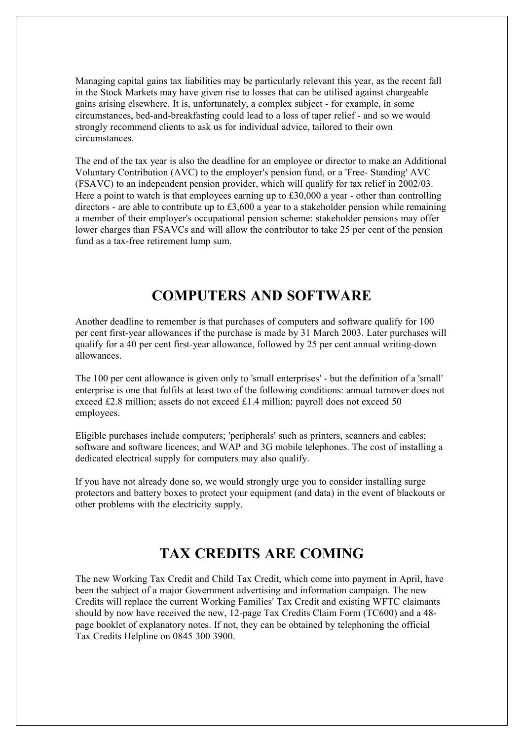Managing capital gains tax liabilities may be particularly relevant this year, as the recent fall in the Stock Markets may have given rise to losses that can be utilised against chargeable gains arising elsewhere. It is, unfortunately, a complex subject - for example, in some circumstances, bed-and-breakfasting could lead to a loss of taper relief - and so we would strongly recommend clients to ask us for individual advice, tailored to their own circumstances.

The end of the tax year is also the deadline for an employee or director to make an Additional Voluntary Contribution (AVC) to the employer's pension fund, or a 'Free- Standing' AVC (FSAVC) to an independent pension provider, which will qualify for tax relief in 2002/03. Here a point to watch is that employees earning up to £30,000 a year - other than controlling directors - are able to contribute up to £3,600 a year to a stakeholder pension while remaining a member of their employer's occupational pension scheme: stakeholder pensions may offer lower charges than FSAVCs and will allow the contributor to take 25 per cent of the pension fund as a tax-free retirement lump sum.

## COMPUTERS AND SOFTWARE

Another deadline to remember is that purchases of computers and software qualify for 100 per cent first-year allowances if the purchase is made by 31 March 2003. Later purchases will qualify for a 40 per cent first-year allowance, followed by 25 per cent annual writing-down allowances.

The 100 per cent allowance is given only to 'small enterprises' - but the definition of a 'small' enterprise is one that fulfils at least two of the following conditions: annual turnover does not exceed £2.8 million; assets do not exceed £1.4 million; payroll does not exceed 50 employees.

Eligible purchases include computers; 'peripherals' such as printers, scanners and cables; software and software licences; and WAP and 3G mobile telephones. The cost of installing a dedicated electrical supply for computers may also qualify.

If you have not already done so, we would strongly urge you to consider installing surge protectors and battery boxes to protect your equipment (and data) in the event of blackouts or other problems with the electricity supply.

## TAX CREDITS ARE COMING

The new Working Tax Credit and Child Tax Credit, which come into payment in April, have been the subject of a major Government advertising and information campaign. The new Credits will replace the current Working Families' Tax Credit and existing WFTC claimants should by now have received the new, 12-page Tax Credits Claim Form (TC600) and a 48-page booklet of explanatory notes. If not, they can be obtained by telephoning the official Tax Credits Helpline on 0845 300 3900.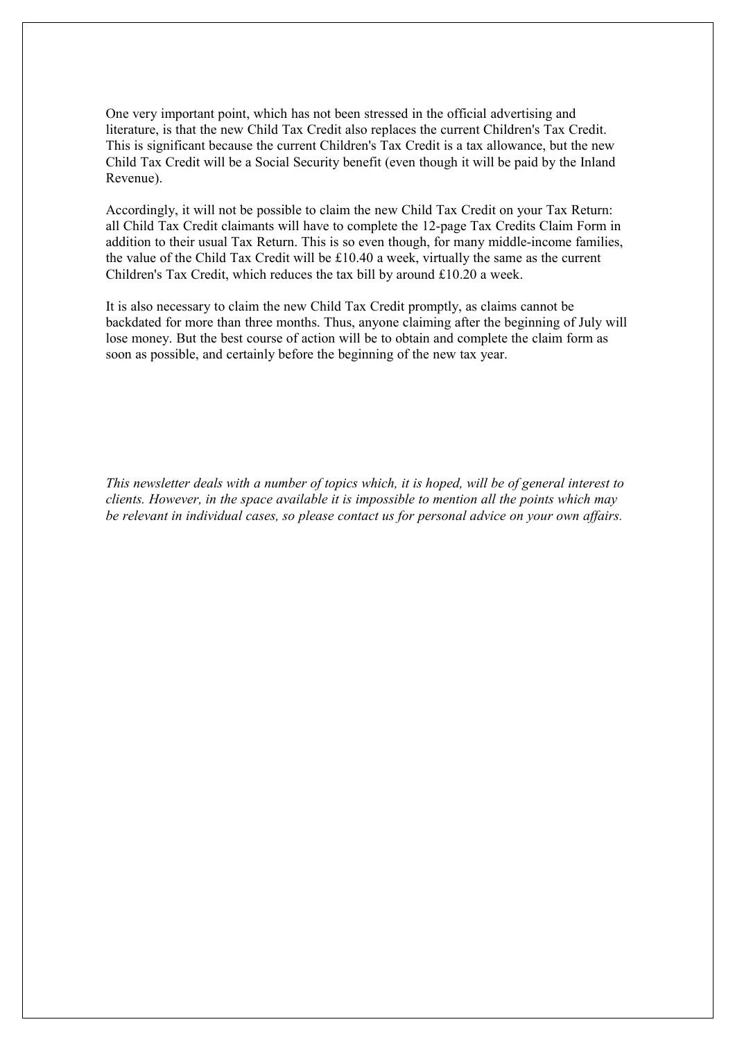One very important point, which has not been stressed in the official advertising and literature, is that the new Child Tax Credit also replaces the current Children's Tax Credit. This is significant because the current Children's Tax Credit is a tax allowance, but the new Child Tax Credit will be a Social Security benefit (even though it will be paid by the Inland Revenue).

Accordingly, it will not be possible to claim the new Child Tax Credit on your Tax Return: all Child Tax Credit claimants will have to complete the 12-page Tax Credits Claim Form in addition to their usual Tax Return. This is so even though, for many middle-income families, the value of the Child Tax Credit will be £10.40 a week, virtually the same as the current Children's Tax Credit, which reduces the tax bill by around £10.20 a week.

It is also necessary to claim the new Child Tax Credit promptly, as claims cannot be backdated for more than three months. Thus, anyone claiming after the beginning of July will lose money. But the best course of action will be to obtain and complete the claim form as soon as possible, and certainly before the beginning of the new tax year.

*This newsletter deals with a number of topics which, it is hoped, will be of general interest to clients. However, in the space available it is impossible to mention all the points which may be relevant in individual cases, so please contact us for personal advice on your own affairs.*